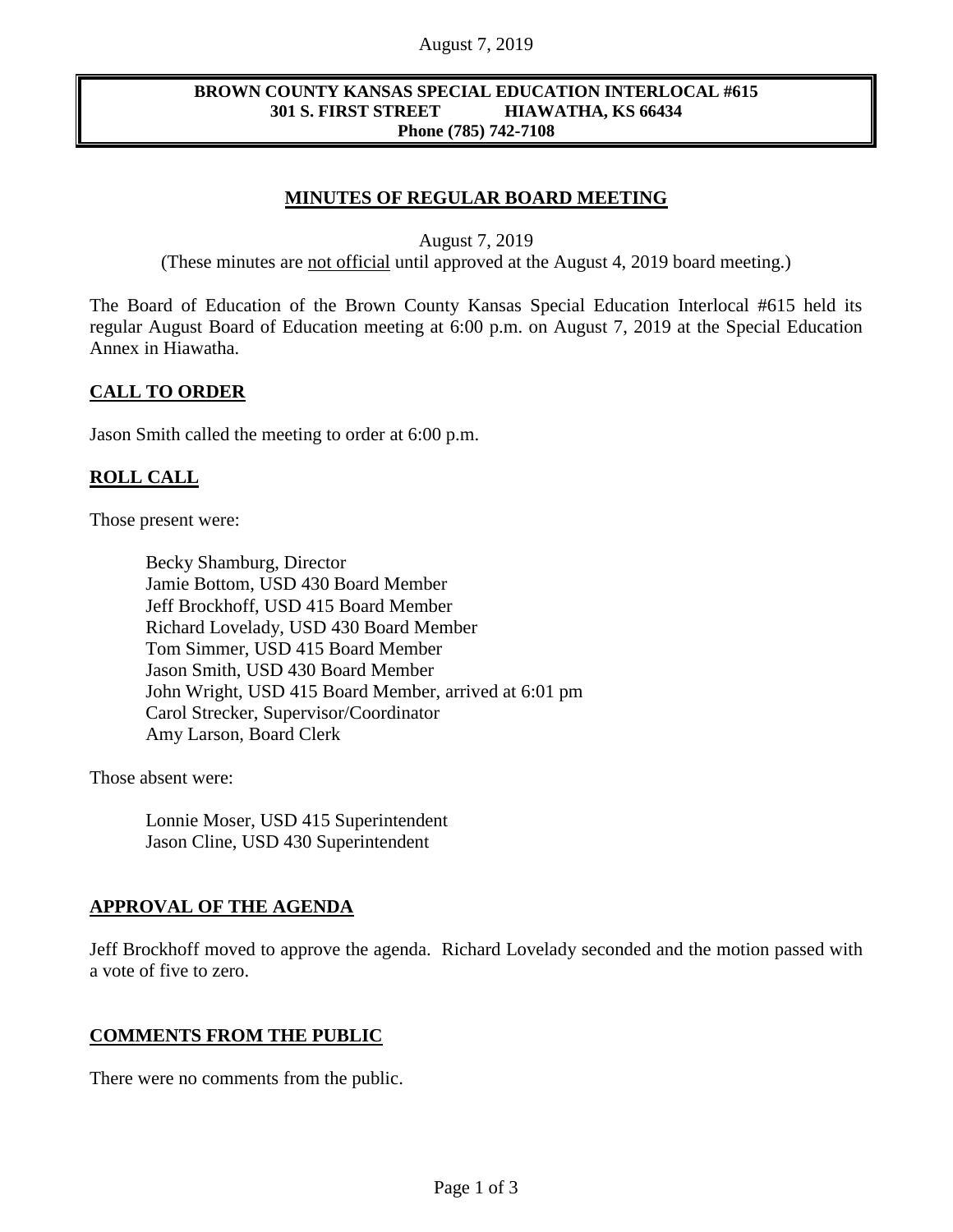**BROWN COUNTY KANSAS SPECIAL EDUCATION INTERLOCAL #615**
**301 S. FIRST STREET HIAWATHA, KS 66434**
**Phone (785) 742-7108**

# MINUTES OF REGULAR BOARD MEETING

August 7, 2019
(These minutes are not official until approved at the August 4, 2019 board meeting.)

The Board of Education of the Brown County Kansas Special Education Interlocal #615 held its regular August Board of Education meeting at 6:00 p.m. on August 7, 2019 at the Special Education Annex in Hiawatha.

## CALL TO ORDER

Jason Smith called the meeting to order at 6:00 p.m.

## ROLL CALL

Those present were:

Becky Shamburg, Director
Jamie Bottom, USD 430 Board Member
Jeff Brockhoff, USD 415 Board Member
Richard Lovelady, USD 430 Board Member
Tom Simmer, USD 415 Board Member
Jason Smith, USD 430 Board Member
John Wright, USD 415 Board Member, arrived at 6:01 pm
Carol Strecker, Supervisor/Coordinator
Amy Larson, Board Clerk

Those absent were:

Lonnie Moser, USD 415 Superintendent
Jason Cline, USD 430 Superintendent

## APPROVAL OF THE AGENDA

Jeff Brockhoff moved to approve the agenda. Richard Lovelady seconded and the motion passed with a vote of five to zero.

## COMMENTS FROM THE PUBLIC

There were no comments from the public.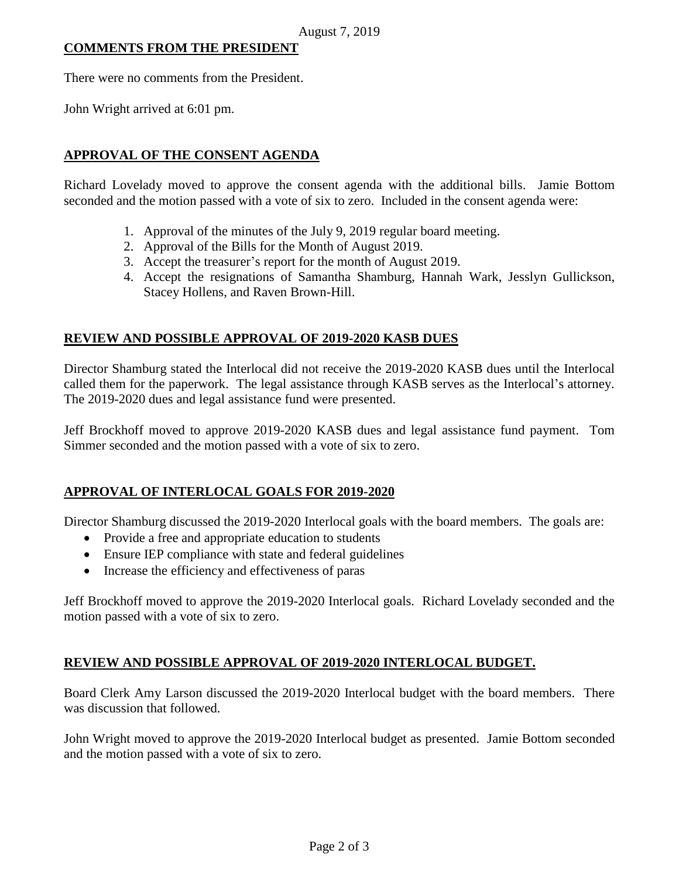## COMMENTS FROM THE PRESIDENT

There were no comments from the President.

John Wright arrived at 6:01 pm.

## APPROVAL OF THE CONSENT AGENDA

Richard Lovelady moved to approve the consent agenda with the additional bills. Jamie Bottom seconded and the motion passed with a vote of six to zero. Included in the consent agenda were:

1. Approval of the minutes of the July 9, 2019 regular board meeting.
2. Approval of the Bills for the Month of August 2019.
3. Accept the treasurer's report for the month of August 2019.
4. Accept the resignations of Samantha Shamburg, Hannah Wark, Jesslyn Gullickson, Stacey Hollens, and Raven Brown-Hill.

## REVIEW AND POSSIBLE APPROVAL OF 2019-2020 KASB DUES

Director Shamburg stated the Interlocal did not receive the 2019-2020 KASB dues until the Interlocal called them for the paperwork. The legal assistance through KASB serves as the Interlocal's attorney. The 2019-2020 dues and legal assistance fund were presented.

Jeff Brockhoff moved to approve 2019-2020 KASB dues and legal assistance fund payment. Tom Simmer seconded and the motion passed with a vote of six to zero.

## APPROVAL OF INTERLOCAL GOALS FOR 2019-2020

Director Shamburg discussed the 2019-2020 Interlocal goals with the board members. The goals are:

- Provide a free and appropriate education to students
- Ensure IEP compliance with state and federal guidelines
- Increase the efficiency and effectiveness of paras

Jeff Brockhoff moved to approve the 2019-2020 Interlocal goals. Richard Lovelady seconded and the motion passed with a vote of six to zero.

## REVIEW AND POSSIBLE APPROVAL OF 2019-2020 INTERLOCAL BUDGET.

Board Clerk Amy Larson discussed the 2019-2020 Interlocal budget with the board members. There was discussion that followed.

John Wright moved to approve the 2019-2020 Interlocal budget as presented. Jamie Bottom seconded and the motion passed with a vote of six to zero.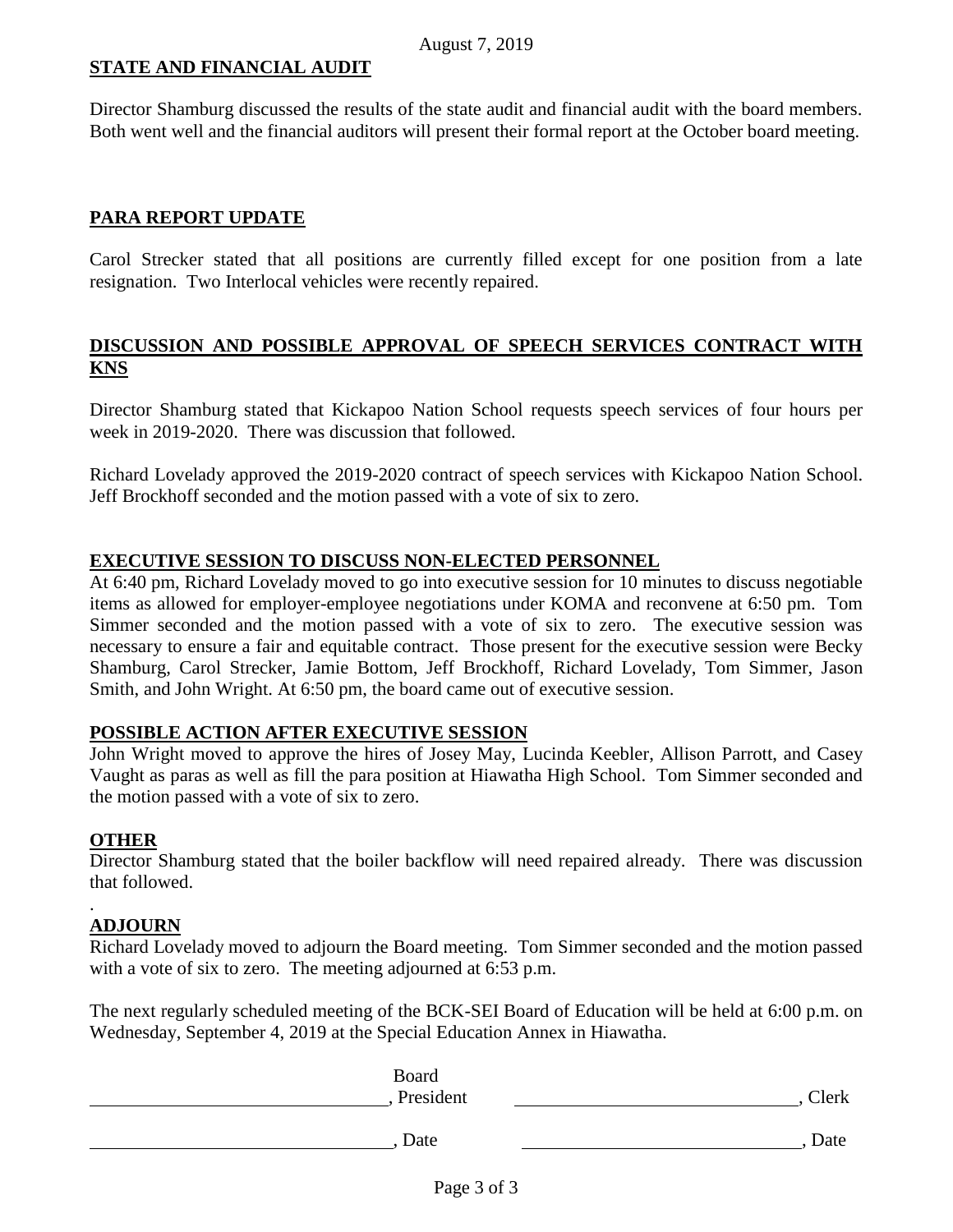August 7, 2019

## STATE AND FINANCIAL AUDIT

Director Shamburg discussed the results of the state audit and financial audit with the board members. Both went well and the financial auditors will present their formal report at the October board meeting.

## PARA REPORT UPDATE

Carol Strecker stated that all positions are currently filled except for one position from a late resignation. Two Interlocal vehicles were recently repaired.

## DISCUSSION AND POSSIBLE APPROVAL OF SPEECH SERVICES CONTRACT WITH KNS

Director Shamburg stated that Kickapoo Nation School requests speech services of four hours per week in 2019-2020. There was discussion that followed.

Richard Lovelady approved the 2019-2020 contract of speech services with Kickapoo Nation School. Jeff Brockhoff seconded and the motion passed with a vote of six to zero.

## EXECUTIVE SESSION TO DISCUSS NON-ELECTED PERSONNEL

At 6:40 pm, Richard Lovelady moved to go into executive session for 10 minutes to discuss negotiable items as allowed for employer-employee negotiations under KOMA and reconvene at 6:50 pm. Tom Simmer seconded and the motion passed with a vote of six to zero. The executive session was necessary to ensure a fair and equitable contract. Those present for the executive session were Becky Shamburg, Carol Strecker, Jamie Bottom, Jeff Brockhoff, Richard Lovelady, Tom Simmer, Jason Smith, and John Wright. At 6:50 pm, the board came out of executive session.

## POSSIBLE ACTION AFTER EXECUTIVE SESSION

John Wright moved to approve the hires of Josey May, Lucinda Keebler, Allison Parrott, and Casey Vaught as paras as well as fill the para position at Hiawatha High School. Tom Simmer seconded and the motion passed with a vote of six to zero.

## OTHER

Director Shamburg stated that the boiler backflow will need repaired already. There was discussion that followed.

.

## ADJOURN

Richard Lovelady moved to adjourn the Board meeting. Tom Simmer seconded and the motion passed with a vote of six to zero. The meeting adjourned at 6:53 p.m.

The next regularly scheduled meeting of the BCK-SEI Board of Education will be held at 6:00 p.m. on Wednesday, September 4, 2019 at the Special Education Annex in Hiawatha.

________________________________, Board President ________________________________, Clerk

________________________________, Date ________________________________, Date